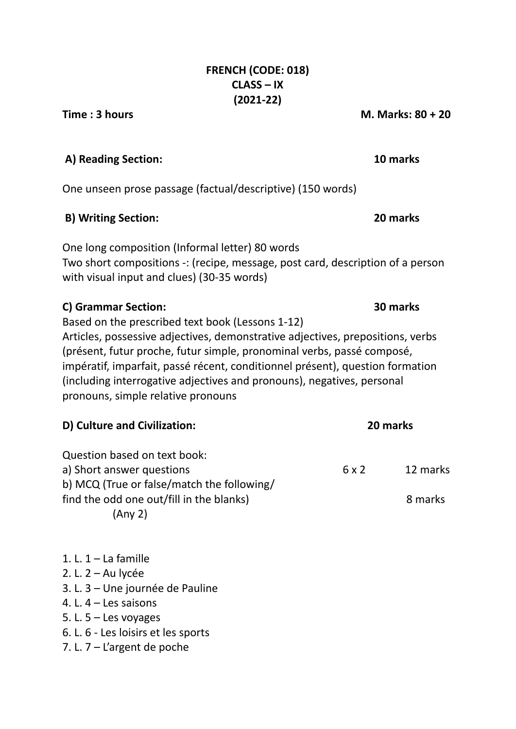# FRENCH (CODE: 018)
## CLASS – IX
## (2021-22)

**Time : 3 hours** **M. Marks: 80 + 20**

### A) Reading Section: 10 marks

One unseen prose passage (factual/descriptive) (150 words)

### B) Writing Section: 20 marks

One long composition (Informal letter) 80 words
Two short compositions -: (recipe, message, post card, description of a person with visual input and clues) (30-35 words)

### C) Grammar Section: 30 marks

Based on the prescribed text book (Lessons 1-12)
Articles, possessive adjectives, demonstrative adjectives, prepositions, verbs (présent, futur proche, futur simple, pronominal verbs, passé composé, impératif, imparfait, passé récent, conditionnel présent), question formation (including interrogative adjectives and pronouns), negatives, personal pronouns, simple relative pronouns

### D) Culture and Civilization: 20 marks

Question based on text book:

| | | |
|---|---|---|
| a) Short answer questions | 6 x 2 | 12 marks |
| b) MCQ (True or false/match the following/ find the odd one out/fill in the blanks) (Any 2) | | 8 marks |

1. L. 1 – La famille
2. L. 2 – Au lycée
3. L. 3 – Une journée de Pauline
4. L. 4 – Les saisons
5. L. 5 – Les voyages
6. L. 6 - Les loisirs et les sports
7. L. 7 – L'argent de poche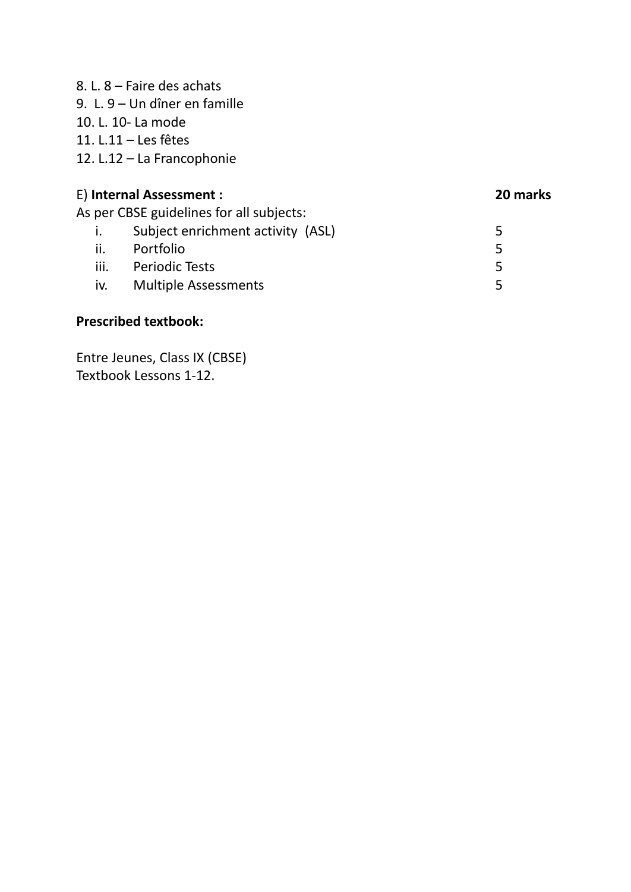8. L. 8 – Faire des achats
9. L. 9 – Un dîner en famille
10. L. 10- La mode
11. L.11 – Les fêtes
12. L.12 – La Francophonie

E) **Internal Assessment :** **20 marks**

As per CBSE guidelines for all subjects:

| | | |
|---|---|---|
| i. | Subject enrichment activity (ASL) | 5 |
| ii. | Portfolio | 5 |
| iii. | Periodic Tests | 5 |
| iv. | Multiple Assessments | 5 |

**Prescribed textbook:**

Entre Jeunes, Class IX (CBSE)
Textbook Lessons 1-12.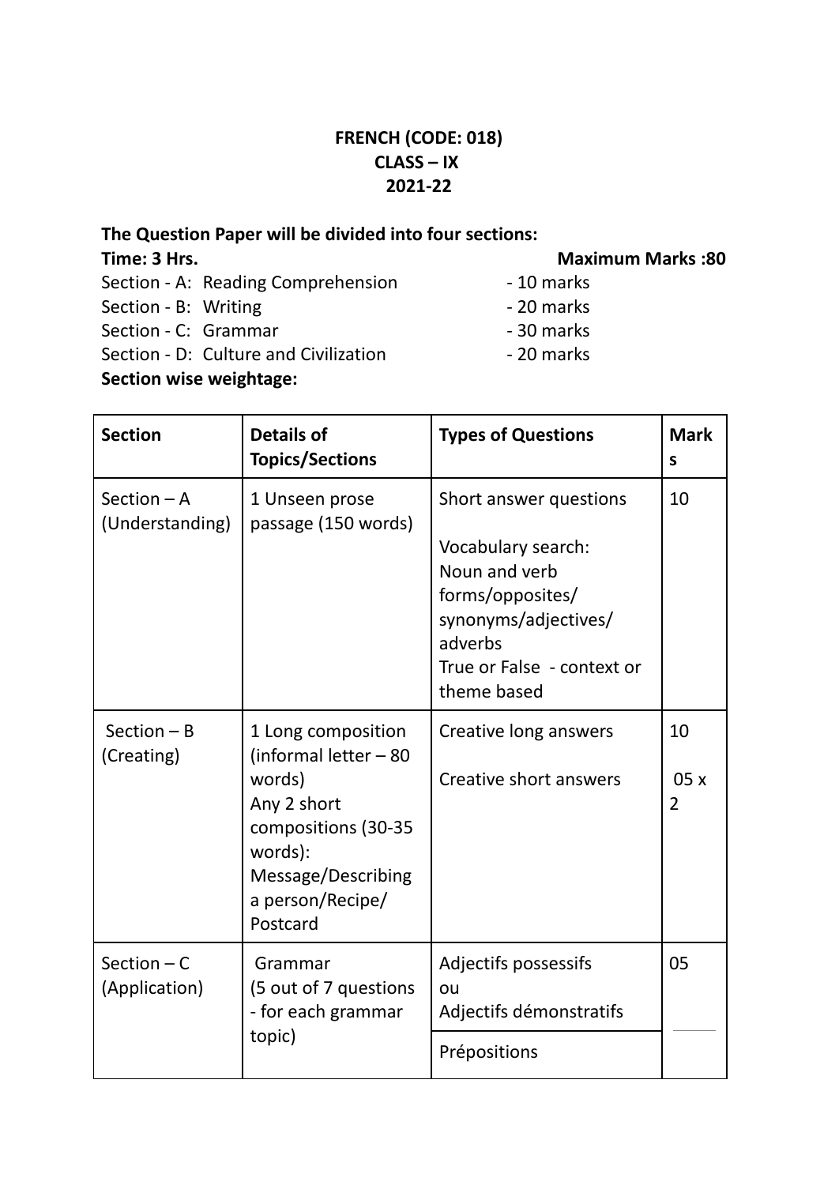**FRENCH (CODE: 018)**
**CLASS – IX**
**2021-22**

**The Question Paper will be divided into four sections:**

**Time: 3 Hrs.** **Maximum Marks :80**

Section - A: Reading Comprehension - 10 marks
Section - B: Writing - 20 marks
Section - C: Grammar - 30 marks
Section - D: Culture and Civilization - 20 marks

**Section wise weightage:**

| **Section** | **Details of Topics/Sections** | **Types of Questions** | **Marks** |
|---|---|---|---|
| Section – A (Understanding) | 1 Unseen prose passage (150 words) | Short answer questions<br><br>Vocabulary search: Noun and verb forms/opposites/ synonyms/adjectives/ adverbs<br>True or False - context or theme based | 10 |
| Section – B (Creating) | 1 Long composition (informal letter – 80 words)<br>Any 2 short compositions (30-35 words): Message/Describing a person/Recipe/ Postcard | Creative long answers<br><br>Creative short answers | 10<br><br>05 x 2 |
| Section – C (Application) | Grammar (5 out of 7 questions - for each grammar topic) | Adjectifs possessifs ou Adjectifs démonstratifs | 05 |
| | | Prépositions | |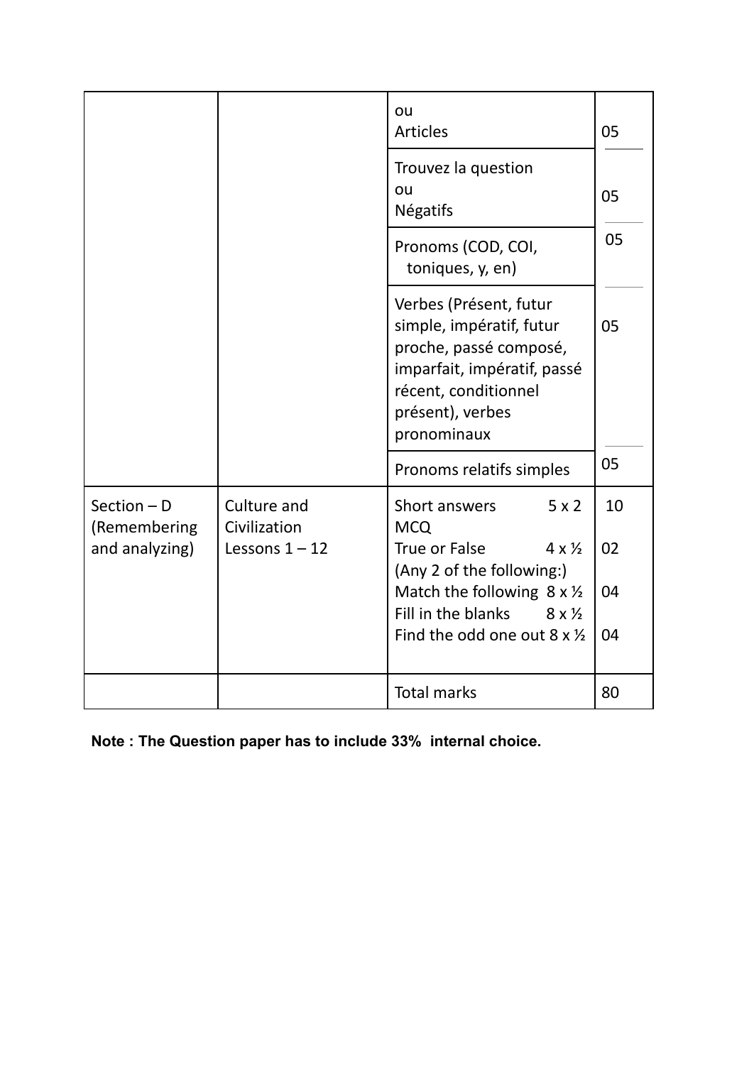|  |  |  |  |
|---|---|---|---|
|  |  | ou<br>Articles | 05 |
|  |  | Trouvez la question<br>ou<br>Négatifs | 05 |
|  |  | Pronoms (COD, COI, toniques, y, en) | 05 |
|  |  | Verbes (Présent, futur simple, impératif, futur proche, passé composé, imparfait, impératif, passé récent, conditionnel présent), verbes pronominaux | 05 |
|  |  | Pronoms relatifs simples | 05 |
| Section – D (Remembering and analyzing) | Culture and Civilization Lessons 1 – 12 | Short answers 5 x 2<br>MCQ<br>True or False 4 x ½<br>(Any 2 of the following:)<br>Match the following 8 x ½<br>Fill in the blanks 8 x ½<br>Find the odd one out 8 x ½ | 10<br><br>02<br><br>04<br><br>04 |
|  |  | Total marks | 80 |

**Note : The Question paper has to include 33% internal choice.**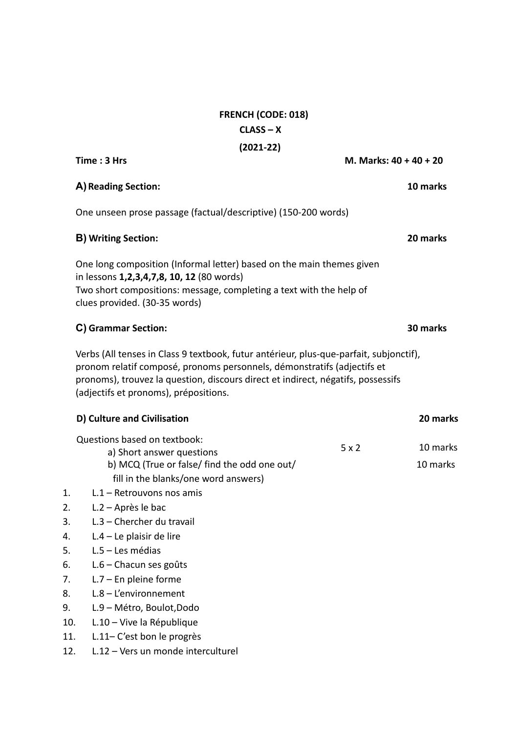**FRENCH (CODE: 018)**

**CLASS – X**

**(2021-22)**

**Time : 3 Hrs** **M. Marks: 40 + 40 + 20**

**A) Reading Section:** **10 marks**

One unseen prose passage (factual/descriptive) (150-200 words)

**B) Writing Section:** **20 marks**

One long composition (Informal letter) based on the main themes given in lessons **1,2,3,4,7,8, 10, 12** (80 words)
Two short compositions: message, completing a text with the help of clues provided. (30-35 words)

**C) Grammar Section:** **30 marks**

Verbs (All tenses in Class 9 textbook, futur antérieur, plus-que-parfait, subjonctif), pronom relatif composé, pronoms personnels, démonstratifs (adjectifs et pronoms), trouvez la question, discours direct et indirect, négatifs, possessifs (adjectifs et pronoms), prépositions.

**D) Culture and Civilisation** **20 marks**

Questions based on textbook:

a) Short answer questions 5 x 2 10 marks

b) MCQ (True or false/ find the odd one out/ fill in the blanks/one word answers) 10 marks

1. L.1 – Retrouvons nos amis
2. L.2 – Après le bac
3. L.3 – Chercher du travail
4. L.4 – Le plaisir de lire
5. L.5 – Les médias
6. L.6 – Chacun ses goûts
7. L.7 – En pleine forme
8. L.8 – L'environnement
9. L.9 – Métro, Boulot,Dodo
10. L.10 – Vive la République
11. L.11– C'est bon le progrès
12. L.12 – Vers un monde interculturel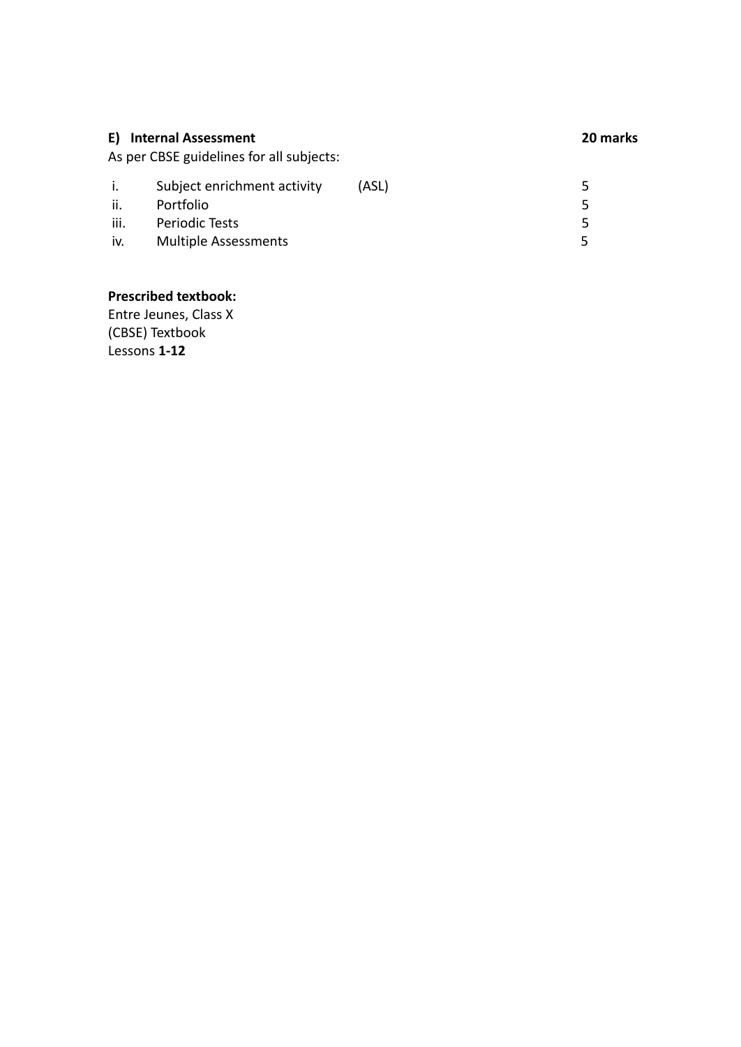**E) Internal Assessment** **20 marks**

As per CBSE guidelines for all subjects:

| | | | |
|---|---|---|---|
| i. | Subject enrichment activity | (ASL) | 5 |
| ii. | Portfolio | | 5 |
| iii. | Periodic Tests | | 5 |
| iv. | Multiple Assessments | | 5 |

**Prescribed textbook:**

Entre Jeunes, Class X
(CBSE) Textbook
Lessons **1-12**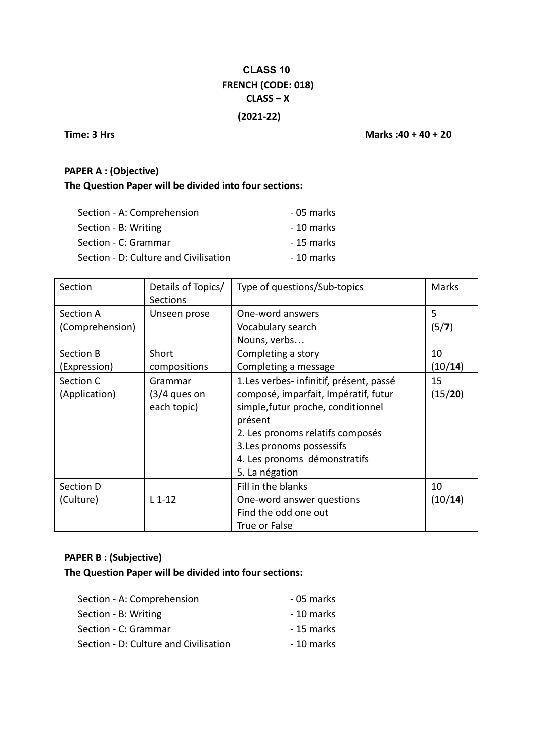**CLASS 10**

**FRENCH (CODE: 018)**

**CLASS – X**

**(2021-22)**

**Time: 3 Hrs** **Marks :40 + 40 + 20**

**PAPER A : (Objective)**

**The Question Paper will be divided into four sections:**

Section - A: Comprehension - 05 marks

Section - B: Writing - 10 marks

Section - C: Grammar - 15 marks

Section - D: Culture and Civilisation - 10 marks

| Section | Details of Topics/ Sections | Type of questions/Sub-topics | Marks |
|---|---|---|---|
| Section A (Comprehension) | Unseen prose | One-word answers<br>Vocabulary search<br>Nouns, verbs… | 5<br>(5/**7**) |
| Section B (Expression) | Short compositions | Completing a story<br>Completing a message | 10<br>(10/**14**) |
| Section C (Application) | Grammar (3/4 ques on each topic) | 1.Les verbes- infinitif, présent, passé composé, imparfait, Impératif, futur simple,futur proche, conditionnel présent<br>2. Les pronoms relatifs composés<br>3.Les pronoms possessifs<br>4. Les pronoms démonstratifs<br>5. La négation | 15<br>(15/**20**) |
| Section D (Culture) | L 1-12 | Fill in the blanks<br>One-word answer questions<br>Find the odd one out<br>True or False | 10<br>(10/**14**) |

**PAPER B : (Subjective)**

**The Question Paper will be divided into four sections:**

Section - A: Comprehension - 05 marks

Section - B: Writing - 10 marks

Section - C: Grammar - 15 marks

Section - D: Culture and Civilisation - 10 marks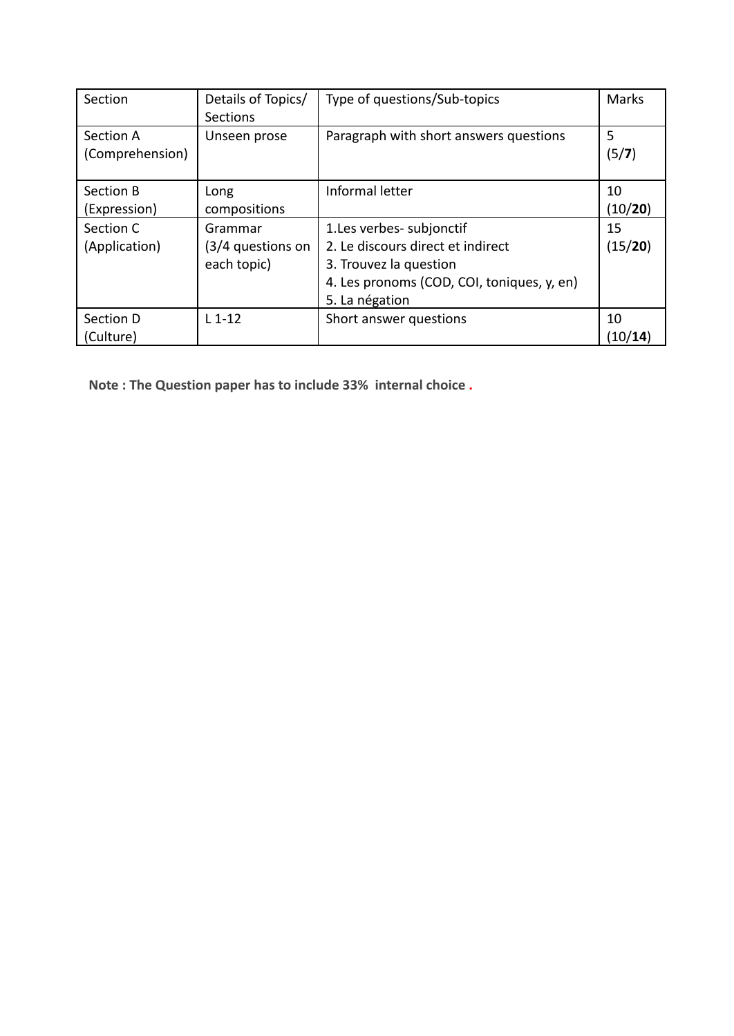| Section | Details of Topics/ Sections | Type of questions/Sub-topics | Marks |
| --- | --- | --- | --- |
| Section A (Comprehension) | Unseen prose | Paragraph with short answers questions | 5 (5/**7**) |
| Section B (Expression) | Long compositions | Informal letter | 10 (10/**20**) |
| Section C (Application) | Grammar (3/4 questions on each topic) | 1.Les verbes- subjonctif<br>2. Le discours direct et indirect<br>3. Trouvez la question<br>4. Les pronoms (COD, COI, toniques, y, en)<br>5. La négation | 15 (15/**20**) |
| Section D (Culture) | L 1-12 | Short answer questions | 10 (10/**14**) |

**Note : The Question paper has to include 33% internal choice .**